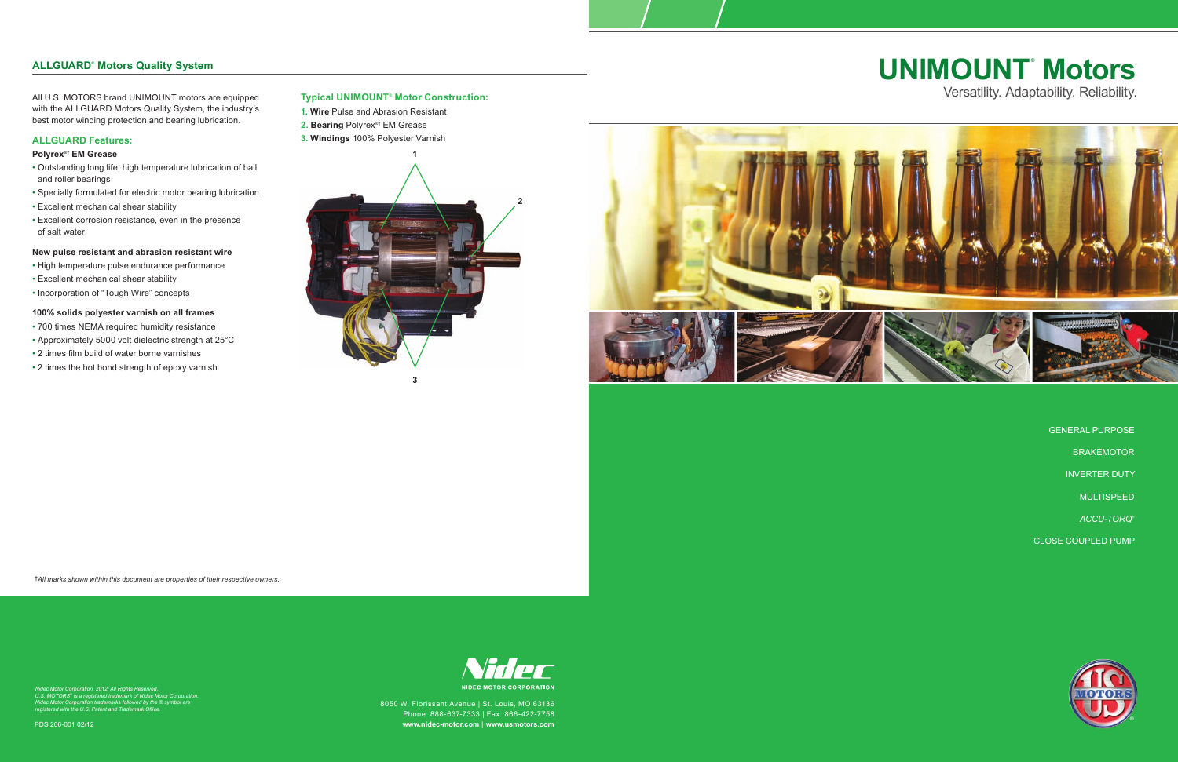## ALLGUARD® Motors Quality System

All U.S. MOTORS brand UNIMOUNT motors are equipped with the ALLGUARD Motors Quality System, the industry's best motor winding protection and bearing lubrication.

### ALLGUARD Features:

**Polyrex®† EM Grease**

- Outstanding long life, high temperature lubrication of ball and roller bearings
- Specially formulated for electric motor bearing lubrication
- Excellent mechanical shear stability
- Excellent corrosion resistance, even in the presence of salt water

**New pulse resistant and abrasion resistant wire**

- High temperature pulse endurance performance
- Excellent mechanical shear stability
- Incorporation of "Tough Wire" concepts

**100% solids polyester varnish on all frames**

- 700 times NEMA required humidity resistance
- Approximately 5000 volt dielectric strength at 25°C
- 2 times film build of water borne varnishes
- 2 times the hot bond strength of epoxy varnish

### Typical UNIMOUNT® Motor Construction:

1. **Wire** Pulse and Abrasion Resistant
2. **Bearing** Polyrex®† EM Grease
3. **Windings** 100% Polyester Varnish

*†All marks shown within this document are properties of their respective owners.*

*Nidec Motor Corporation, 2012; All Rights Reserved.*
*U.S. MOTORS® is a registered trademark of Nidec Motor Corporation.*
*Nidec Motor Corporation trademarks followed by the ® symbol are registered with the U.S. Patent and Trademark Office.*

PDS 206-001 02/12

NIDEC MOTOR CORPORATION

8050 W. Florissant Avenue | St. Louis, MO 63136
Phone: 888-637-7333 | Fax: 866-422-7758
**www.nidec-motor.com** | **www.usmotors.com**

# UNIMOUNT® Motors

Versatility. Adaptability. Reliability.

GENERAL PURPOSE

BRAKEMOTOR

INVERTER DUTY

MULTISPEED

*ACCU-TORQ®*

CLOSE COUPLED PUMP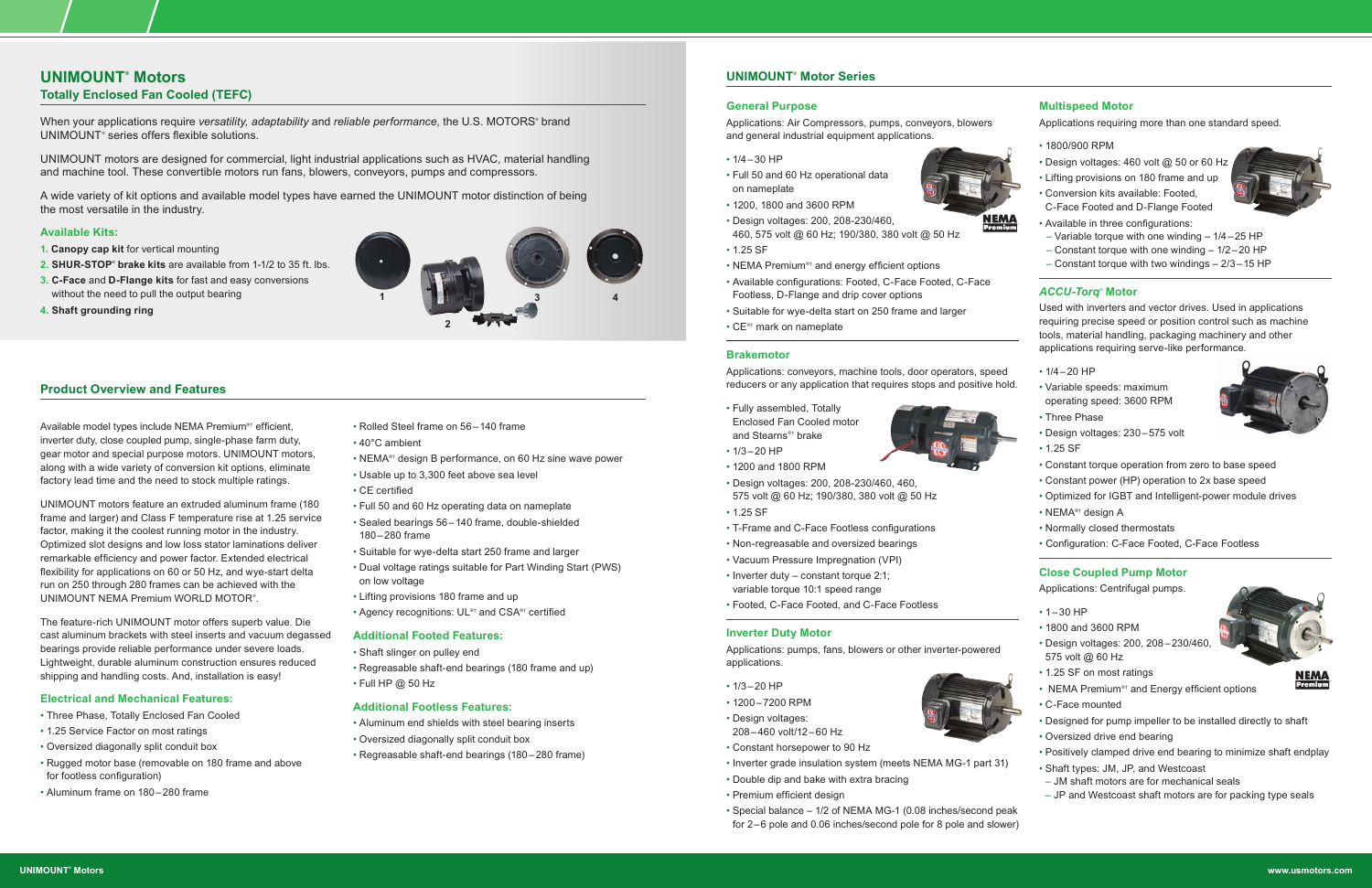# UNIMOUNT® Motors

## Totally Enclosed Fan Cooled (TEFC)

When your applications require *versatility, adaptability* and *reliable performance*, the U.S. MOTORS® brand UNIMOUNT® series offers flexible solutions.

UNIMOUNT motors are designed for commercial, light industrial applications such as HVAC, material handling and machine tool. These convertible motors run fans, blowers, conveyors, pumps and compressors.

A wide variety of kit options and available model types have earned the UNIMOUNT motor distinction of being the most versatile in the industry.

### Available Kits:

1. **Canopy cap kit** for vertical mounting
2. **SHUR-STOP® brake kits** are available from 1-1/2 to 35 ft. lbs.
3. **C-Face** and **D-Flange kits** for fast and easy conversions without the need to pull the output bearing
4. **Shaft grounding ring**

## Product Overview and Features

Available model types include NEMA Premium®† efficient, inverter duty, close coupled pump, single-phase farm duty, gear motor and special purpose motors. UNIMOUNT motors, along with a wide variety of conversion kit options, eliminate factory lead time and the need to stock multiple ratings.

UNIMOUNT motors feature an extruded aluminum frame (180 frame and larger) and Class F temperature rise at 1.25 service factor, making it the coolest running motor in the industry. Optimized slot designs and low loss stator laminations deliver remarkable efficiency and power factor. Extended electrical flexibility for applications on 60 or 50 Hz, and wye-start delta run on 250 through 280 frames can be achieved with the UNIMOUNT NEMA Premium WORLD MOTOR®.

The feature-rich UNIMOUNT motor offers superb value. Die cast aluminum brackets with steel inserts and vacuum degassed bearings provide reliable performance under severe loads. Lightweight, durable aluminum construction ensures reduced shipping and handling costs. And, installation is easy!

### Electrical and Mechanical Features:

- Three Phase, Totally Enclosed Fan Cooled
- 1.25 Service Factor on most ratings
- Oversized diagonally split conduit box
- Rugged motor base (removable on 180 frame and above for footless configuration)
- Aluminum frame on 180 – 280 frame
- Rolled Steel frame on 56 – 140 frame
- 40°C ambient
- NEMA®† design B performance, on 60 Hz sine wave power
- Usable up to 3,300 feet above sea level
- CE certified
- Full 50 and 60 Hz operating data on nameplate
- Sealed bearings 56 – 140 frame, double-shielded 180 – 280 frame
- Suitable for wye-delta start 250 frame and larger
- Dual voltage ratings suitable for Part Winding Start (PWS) on low voltage
- Lifting provisions 180 frame and up
- Agency recognitions: UL®† and CSA®† certified

### Additional Footed Features:

- Shaft slinger on pulley end
- Regreasable shaft-end bearings (180 frame and up)
- Full HP @ 50 Hz

### Additional Footless Features:

- Aluminum end shields with steel bearing inserts
- Oversized diagonally split conduit box
- Regreasable shaft-end bearings (180 – 280 frame)

## UNIMOUNT® Motor Series

### General Purpose

Applications: Air Compressors, pumps, conveyors, blowers and general industrial equipment applications.

- 1/4 – 30 HP
- Full 50 and 60 Hz operational data on nameplate
- 1200, 1800 and 3600 RPM
- Design voltages: 200, 208-230/460, 460, 575 volt @ 60 Hz; 190/380, 380 volt @ 50 Hz
- 1.25 SF
- NEMA Premium®† and energy efficient options
- Available configurations: Footed, C-Face Footed, C-Face Footless, D-Flange and drip cover options
- Suitable for wye-delta start on 250 frame and larger
- CE®† mark on nameplate

### Brakemotor

Applications: conveyors, machine tools, door operators, speed reducers or any application that requires stops and positive hold.

- Fully assembled, Totally Enclosed Fan Cooled motor and Stearns®† brake
- 1/3 – 20 HP
- 1200 and 1800 RPM
- Design voltages: 200, 208-230/460, 460, 575 volt @ 60 Hz; 190/380, 380 volt @ 50 Hz
- 1.25 SF
- T-Frame and C-Face Footless configurations
- Non-regreasable and oversized bearings
- Vacuum Pressure Impregnation (VPI)
- Inverter duty – constant torque 2:1; variable torque 10:1 speed range
- Footed, C-Face Footed, and C-Face Footless

### Inverter Duty Motor

Applications: pumps, fans, blowers or other inverter-powered applications.

- 1/3 – 20 HP
- 1200 – 7200 RPM
- Design voltages: 208 – 460 volt/12 – 60 Hz
- Constant horsepower to 90 Hz
- Inverter grade insulation system (meets NEMA MG-1 part 31)
- Double dip and bake with extra bracing
- Premium efficient design
- Special balance – 1/2 of NEMA MG-1 (0.08 inches/second peak for 2 – 6 pole and 0.06 inches/second pole for 8 pole and slower)

### Multispeed Motor

Applications requiring more than one standard speed.

- 1800/900 RPM
- Design voltages: 460 volt @ 50 or 60 Hz
- Lifting provisions on 180 frame and up
- Conversion kits available: Footed, C-Face Footed and D-Flange Footed
- Available in three configurations:
  - Variable torque with one winding – 1/4 – 25 HP
  - Constant torque with one winding – 1/2 – 20 HP
  - Constant torque with two windings – 2/3 – 15 HP

### *ACCU-Torq® Motor*

Used with inverters and vector drives. Used in applications requiring precise speed or position control such as machine tools, material handling, packaging machinery and other applications requiring serve-like performance.

- 1/4 – 20 HP
- Variable speeds: maximum operating speed: 3600 RPM
- Three Phase
- Design voltages: 230 – 575 volt
- 1.25 SF
- Constant torque operation from zero to base speed
- Constant power (HP) operation to 2x base speed
- Optimized for IGBT and Intelligent-power module drives
- NEMA®† design A
- Normally closed thermostats
- Configuration: C-Face Footed, C-Face Footless

### Close Coupled Pump Motor

Applications: Centrifugal pumps.

- 1 – 30 HP
- 1800 and 3600 RPM
- Design voltages: 200, 208 – 230/460, 575 volt @ 60 Hz
- 1.25 SF on most ratings
- NEMA Premium®† and Energy efficient options
- C-Face mounted
- Designed for pump impeller to be installed directly to shaft
- Oversized drive end bearing
- Positively clamped drive end bearing to minimize shaft endplay
- Shaft types: JM, JP, and Westcoast
  - JM shaft motors are for mechanical seals
  - JP and Westcoast shaft motors are for packing type seals